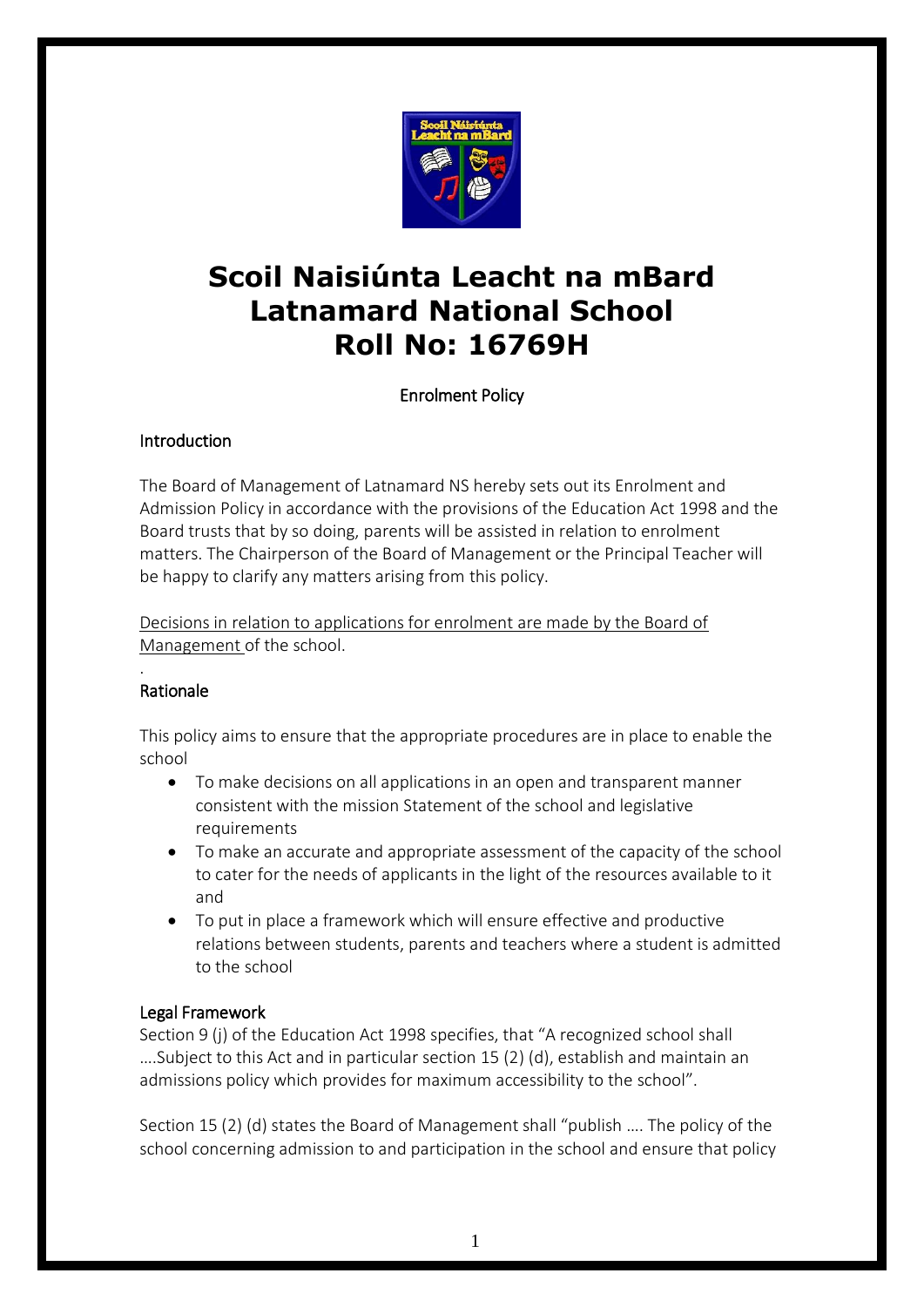# Scoil Naisiúnta Leacht na mBard
# Latnamard National School
# Roll No: 16769H

## Enrolment Policy

### Introduction

The Board of Management of Latnamard NS hereby sets out its Enrolment and Admission Policy in accordance with the provisions of the Education Act 1998 and the Board trusts that by so doing, parents will be assisted in relation to enrolment matters. The Chairperson of the Board of Management or the Principal Teacher will be happy to clarify any matters arising from this policy.

Decisions in relation to applications for enrolment are made by the Board of Management of the school.

.

### Rationale

This policy aims to ensure that the appropriate procedures are in place to enable the school

- To make decisions on all applications in an open and transparent manner consistent with the mission Statement of the school and legislative requirements
- To make an accurate and appropriate assessment of the capacity of the school to cater for the needs of applicants in the light of the resources available to it and
- To put in place a framework which will ensure effective and productive relations between students, parents and teachers where a student is admitted to the school

### Legal Framework

Section 9 (j) of the Education Act 1998 specifies, that "A recognized school shall ….Subject to this Act and in particular section 15 (2) (d), establish and maintain an admissions policy which provides for maximum accessibility to the school".

Section 15 (2) (d) states the Board of Management shall "publish …. The policy of the school concerning admission to and participation in the school and ensure that policy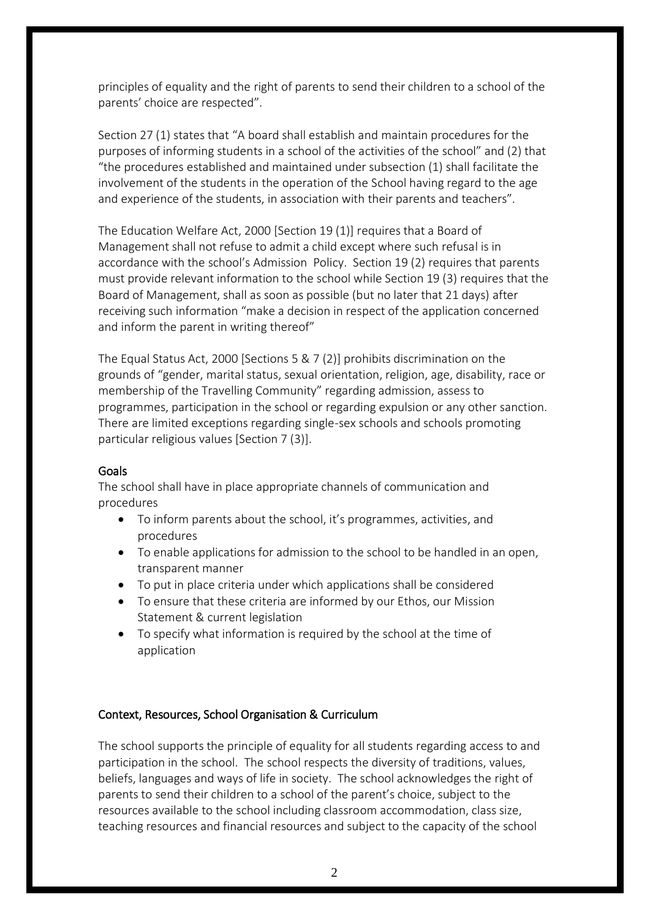principles of equality and the right of parents to send their children to a school of the parents' choice are respected".

Section 27 (1) states that "A board shall establish and maintain procedures for the purposes of informing students in a school of the activities of the school" and (2) that "the procedures established and maintained under subsection (1) shall facilitate the involvement of the students in the operation of the School having regard to the age and experience of the students, in association with their parents and teachers".

The Education Welfare Act, 2000 [Section 19 (1)] requires that a Board of Management shall not refuse to admit a child except where such refusal is in accordance with the school's Admission Policy. Section 19 (2) requires that parents must provide relevant information to the school while Section 19 (3) requires that the Board of Management, shall as soon as possible (but no later that 21 days) after receiving such information "make a decision in respect of the application concerned and inform the parent in writing thereof"

The Equal Status Act, 2000 [Sections 5 & 7 (2)] prohibits discrimination on the grounds of "gender, marital status, sexual orientation, religion, age, disability, race or membership of the Travelling Community" regarding admission, assess to programmes, participation in the school or regarding expulsion or any other sanction. There are limited exceptions regarding single-sex schools and schools promoting particular religious values [Section 7 (3)].

## Goals

The school shall have in place appropriate channels of communication and procedures

- To inform parents about the school, it's programmes, activities, and procedures
- To enable applications for admission to the school to be handled in an open, transparent manner
- To put in place criteria under which applications shall be considered
- To ensure that these criteria are informed by our Ethos, our Mission Statement & current legislation
- To specify what information is required by the school at the time of application

## Context, Resources, School Organisation & Curriculum

The school supports the principle of equality for all students regarding access to and participation in the school. The school respects the diversity of traditions, values, beliefs, languages and ways of life in society. The school acknowledges the right of parents to send their children to a school of the parent's choice, subject to the resources available to the school including classroom accommodation, class size, teaching resources and financial resources and subject to the capacity of the school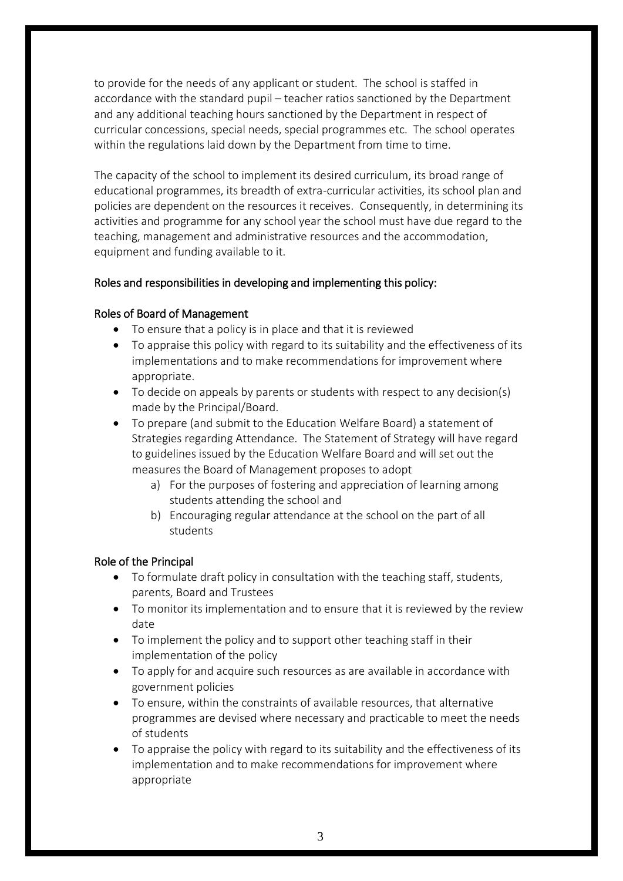to provide for the needs of any applicant or student. The school is staffed in accordance with the standard pupil – teacher ratios sanctioned by the Department and any additional teaching hours sanctioned by the Department in respect of curricular concessions, special needs, special programmes etc. The school operates within the regulations laid down by the Department from time to time.

The capacity of the school to implement its desired curriculum, its broad range of educational programmes, its breadth of extra-curricular activities, its school plan and policies are dependent on the resources it receives. Consequently, in determining its activities and programme for any school year the school must have due regard to the teaching, management and administrative resources and the accommodation, equipment and funding available to it.

## Roles and responsibilities in developing and implementing this policy:

### Roles of Board of Management

- To ensure that a policy is in place and that it is reviewed
- To appraise this policy with regard to its suitability and the effectiveness of its implementations and to make recommendations for improvement where appropriate.
- To decide on appeals by parents or students with respect to any decision(s) made by the Principal/Board.
- To prepare (and submit to the Education Welfare Board) a statement of Strategies regarding Attendance. The Statement of Strategy will have regard to guidelines issued by the Education Welfare Board and will set out the measures the Board of Management proposes to adopt
    a) For the purposes of fostering and appreciation of learning among students attending the school and
    b) Encouraging regular attendance at the school on the part of all students

### Role of the Principal

- To formulate draft policy in consultation with the teaching staff, students, parents, Board and Trustees
- To monitor its implementation and to ensure that it is reviewed by the review date
- To implement the policy and to support other teaching staff in their implementation of the policy
- To apply for and acquire such resources as are available in accordance with government policies
- To ensure, within the constraints of available resources, that alternative programmes are devised where necessary and practicable to meet the needs of students
- To appraise the policy with regard to its suitability and the effectiveness of its implementation and to make recommendations for improvement where appropriate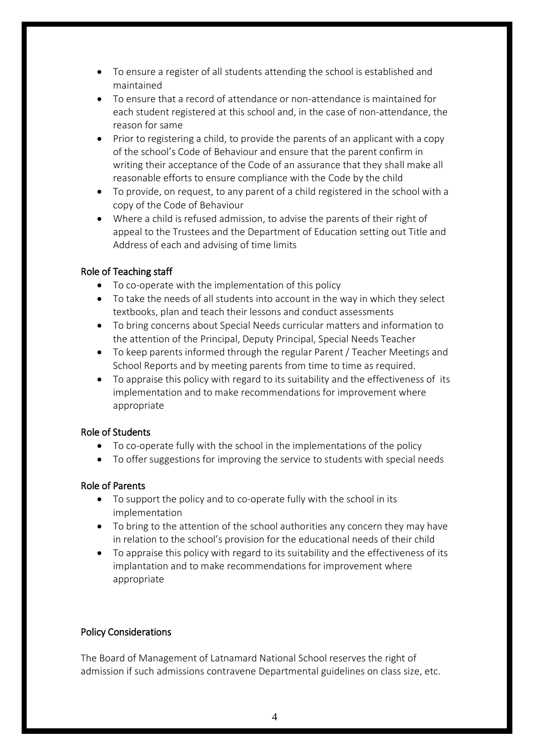- To ensure a register of all students attending the school is established and maintained
- To ensure that a record of attendance or non-attendance is maintained for each student registered at this school and, in the case of non-attendance, the reason for same
- Prior to registering a child, to provide the parents of an applicant with a copy of the school's Code of Behaviour and ensure that the parent confirm in writing their acceptance of the Code of an assurance that they shall make all reasonable efforts to ensure compliance with the Code by the child
- To provide, on request, to any parent of a child registered in the school with a copy of the Code of Behaviour
- Where a child is refused admission, to advise the parents of their right of appeal to the Trustees and the Department of Education setting out Title and Address of each and advising of time limits

### Role of Teaching staff

- To co-operate with the implementation of this policy
- To take the needs of all students into account in the way in which they select textbooks, plan and teach their lessons and conduct assessments
- To bring concerns about Special Needs curricular matters and information to the attention of the Principal, Deputy Principal, Special Needs Teacher
- To keep parents informed through the regular Parent / Teacher Meetings and School Reports and by meeting parents from time to time as required.
- To appraise this policy with regard to its suitability and the effectiveness of its implementation and to make recommendations for improvement where appropriate

### Role of Students

- To co-operate fully with the school in the implementations of the policy
- To offer suggestions for improving the service to students with special needs

### Role of Parents

- To support the policy and to co-operate fully with the school in its implementation
- To bring to the attention of the school authorities any concern they may have in relation to the school's provision for the educational needs of their child
- To appraise this policy with regard to its suitability and the effectiveness of its implantation and to make recommendations for improvement where appropriate

### Policy Considerations

The Board of Management of Latnamard National School reserves the right of admission if such admissions contravene Departmental guidelines on class size, etc.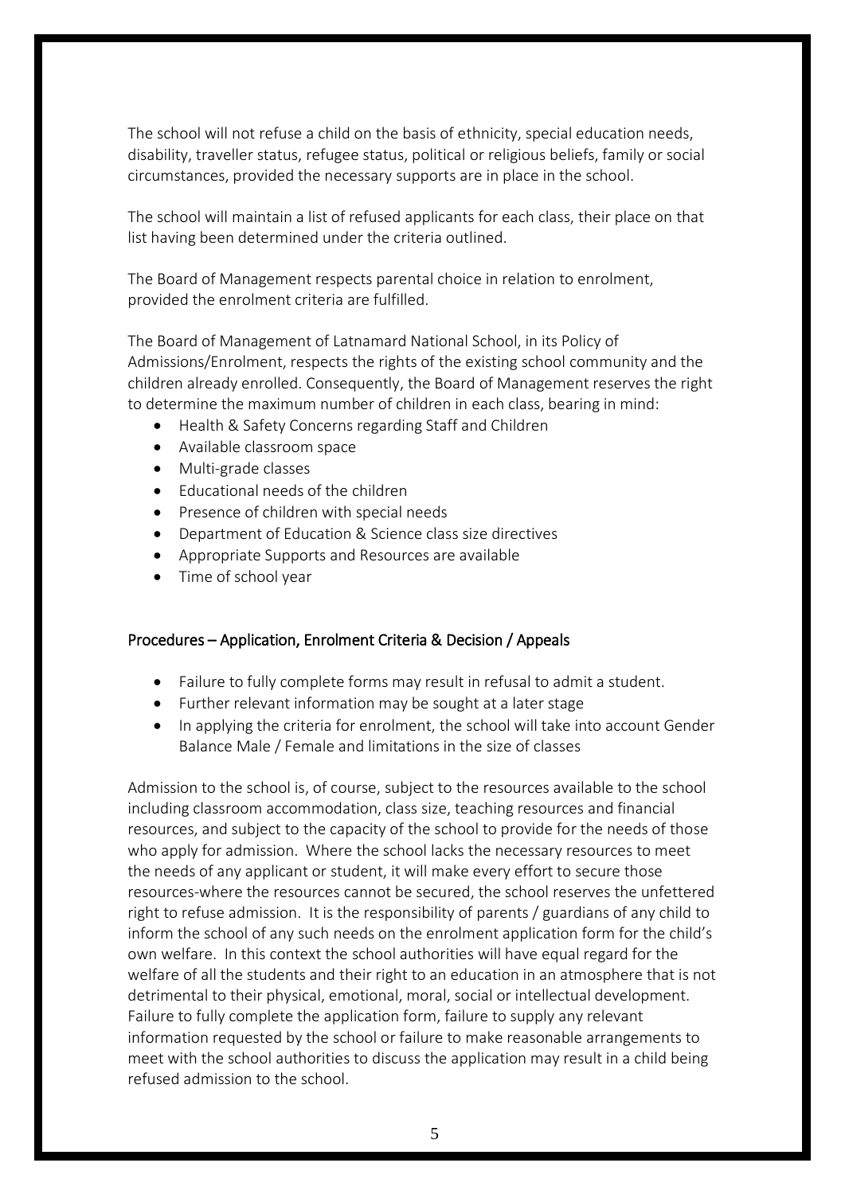The school will not refuse a child on the basis of ethnicity, special education needs, disability, traveller status, refugee status, political or religious beliefs, family or social circumstances, provided the necessary supports are in place in the school.

The school will maintain a list of refused applicants for each class, their place on that list having been determined under the criteria outlined.

The Board of Management respects parental choice in relation to enrolment, provided the enrolment criteria are fulfilled.

The Board of Management of Latnamard National School, in its Policy of Admissions/Enrolment, respects the rights of the existing school community and the children already enrolled. Consequently, the Board of Management reserves the right to determine the maximum number of children in each class, bearing in mind:

- Health & Safety Concerns regarding Staff and Children
- Available classroom space
- Multi-grade classes
- Educational needs of the children
- Presence of children with special needs
- Department of Education & Science class size directives
- Appropriate Supports and Resources are available
- Time of school year

### Procedures – Application, Enrolment Criteria & Decision / Appeals

- Failure to fully complete forms may result in refusal to admit a student.
- Further relevant information may be sought at a later stage
- In applying the criteria for enrolment, the school will take into account Gender Balance Male / Female and limitations in the size of classes

Admission to the school is, of course, subject to the resources available to the school including classroom accommodation, class size, teaching resources and financial resources, and subject to the capacity of the school to provide for the needs of those who apply for admission. Where the school lacks the necessary resources to meet the needs of any applicant or student, it will make every effort to secure those resources-where the resources cannot be secured, the school reserves the unfettered right to refuse admission. It is the responsibility of parents / guardians of any child to inform the school of any such needs on the enrolment application form for the child's own welfare. In this context the school authorities will have equal regard for the welfare of all the students and their right to an education in an atmosphere that is not detrimental to their physical, emotional, moral, social or intellectual development. Failure to fully complete the application form, failure to supply any relevant information requested by the school or failure to make reasonable arrangements to meet with the school authorities to discuss the application may result in a child being refused admission to the school.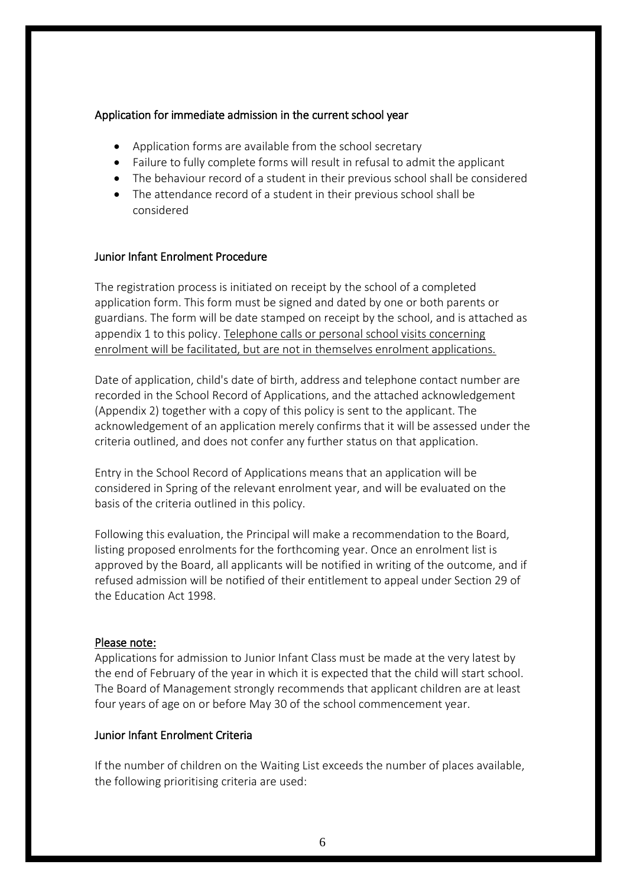### Application for immediate admission in the current school year

- Application forms are available from the school secretary
- Failure to fully complete forms will result in refusal to admit the applicant
- The behaviour record of a student in their previous school shall be considered
- The attendance record of a student in their previous school shall be considered

### Junior Infant Enrolment Procedure

The registration process is initiated on receipt by the school of a completed application form. This form must be signed and dated by one or both parents or guardians. The form will be date stamped on receipt by the school, and is attached as appendix 1 to this policy. <u>Telephone calls or personal school visits concerning enrolment will be facilitated, but are not in themselves enrolment applications.</u>

Date of application, child's date of birth, address and telephone contact number are recorded in the School Record of Applications, and the attached acknowledgement (Appendix 2) together with a copy of this policy is sent to the applicant. The acknowledgement of an application merely confirms that it will be assessed under the criteria outlined, and does not confer any further status on that application.

Entry in the School Record of Applications means that an application will be considered in Spring of the relevant enrolment year, and will be evaluated on the basis of the criteria outlined in this policy.

Following this evaluation, the Principal will make a recommendation to the Board, listing proposed enrolments for the forthcoming year. Once an enrolment list is approved by the Board, all applicants will be notified in writing of the outcome, and if refused admission will be notified of their entitlement to appeal under Section 29 of the Education Act 1998.

<u>Please note:</u>
Applications for admission to Junior Infant Class must be made at the very latest by the end of February of the year in which it is expected that the child will start school. The Board of Management strongly recommends that applicant children are at least four years of age on or before May 30 of the school commencement year.

### Junior Infant Enrolment Criteria

If the number of children on the Waiting List exceeds the number of places available, the following prioritising criteria are used: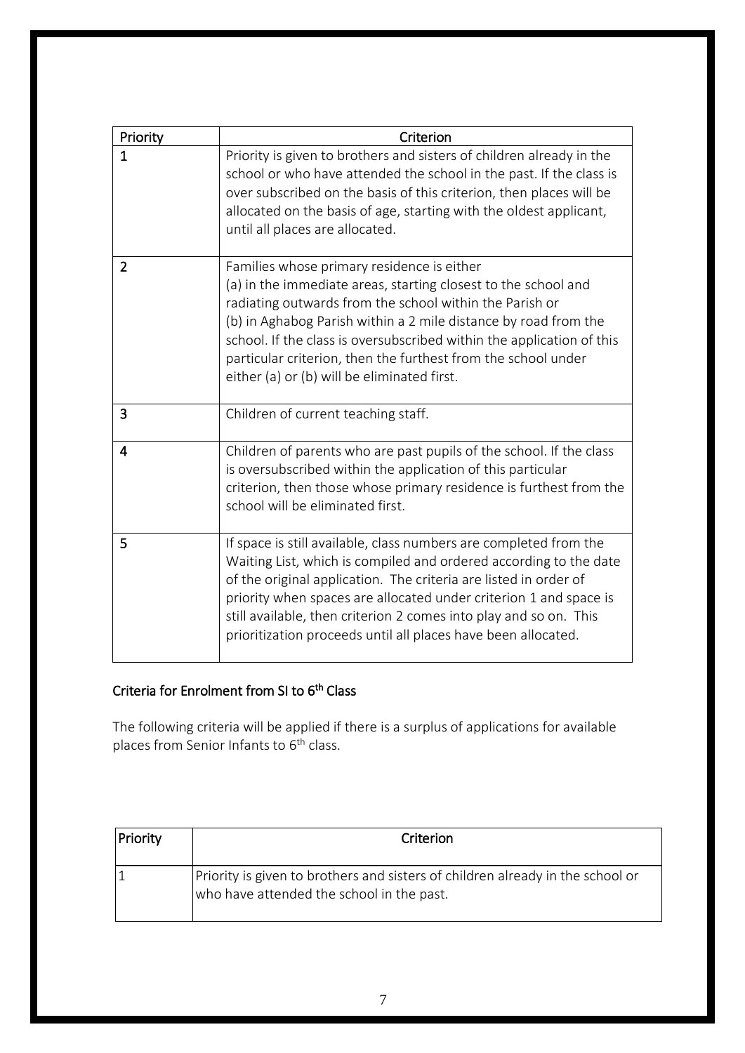| Priority | Criterion |
| --- | --- |
| 1 | Priority is given to brothers and sisters of children already in the school or who have attended the school in the past. If the class is over subscribed on the basis of this criterion, then places will be allocated on the basis of age, starting with the oldest applicant, until all places are allocated. |
| 2 | Families whose primary residence is either (a) in the immediate areas, starting closest to the school and radiating outwards from the school within the Parish or (b) in Aghabog Parish within a 2 mile distance by road from the school. If the class is oversubscribed within the application of this particular criterion, then the furthest from the school under either (a) or (b) will be eliminated first. |
| 3 | Children of current teaching staff. |
| 4 | Children of parents who are past pupils of the school. If the class is oversubscribed within the application of this particular criterion, then those whose primary residence is furthest from the school will be eliminated first. |
| 5 | If space is still available, class numbers are completed from the Waiting List, which is compiled and ordered according to the date of the original application. The criteria are listed in order of priority when spaces are allocated under criterion 1 and space is still available, then criterion 2 comes into play and so on. This prioritization proceeds until all places have been allocated. |

## Criteria for Enrolment from SI to 6th Class

The following criteria will be applied if there is a surplus of applications for available places from Senior Infants to 6th class.

| Priority | Criterion |
| --- | --- |
| 1 | Priority is given to brothers and sisters of children already in the school or who have attended the school in the past. |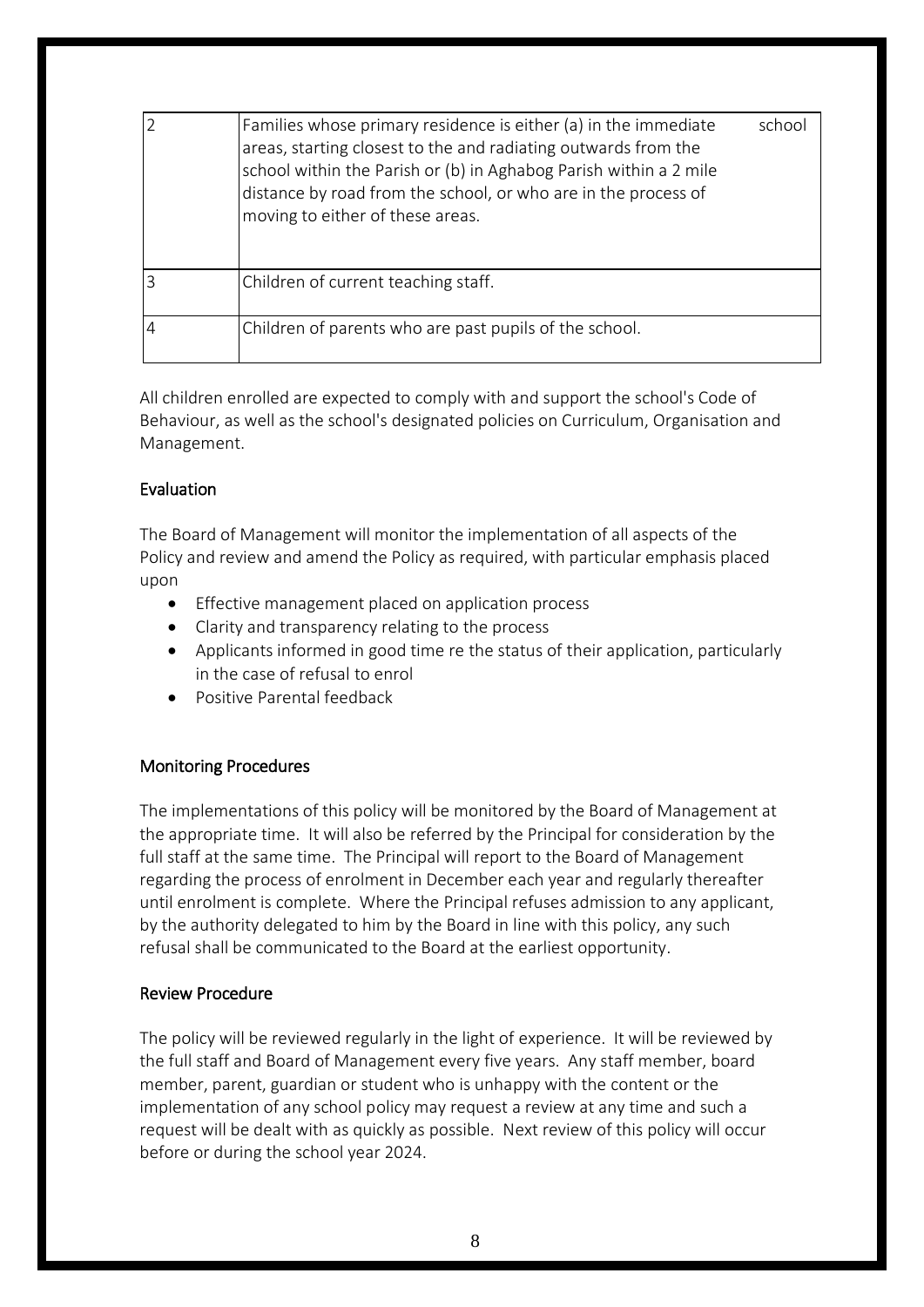| | |
|---|---|
| 2 | Families whose primary residence is either (a) in the immediate school areas, starting closest to the and radiating outwards from the school within the Parish or (b) in Aghabog Parish within a 2 mile distance by road from the school, or who are in the process of moving to either of these areas. |
| 3 | Children of current teaching staff. |
| 4 | Children of parents who are past pupils of the school. |

All children enrolled are expected to comply with and support the school's Code of Behaviour, as well as the school's designated policies on Curriculum, Organisation and Management.

## Evaluation

The Board of Management will monitor the implementation of all aspects of the Policy and review and amend the Policy as required, with particular emphasis placed upon

- Effective management placed on application process
- Clarity and transparency relating to the process
- Applicants informed in good time re the status of their application, particularly in the case of refusal to enrol
- Positive Parental feedback

## Monitoring Procedures

The implementations of this policy will be monitored by the Board of Management at the appropriate time. It will also be referred by the Principal for consideration by the full staff at the same time. The Principal will report to the Board of Management regarding the process of enrolment in December each year and regularly thereafter until enrolment is complete. Where the Principal refuses admission to any applicant, by the authority delegated to him by the Board in line with this policy, any such refusal shall be communicated to the Board at the earliest opportunity.

## Review Procedure

The policy will be reviewed regularly in the light of experience. It will be reviewed by the full staff and Board of Management every five years. Any staff member, board member, parent, guardian or student who is unhappy with the content or the implementation of any school policy may request a review at any time and such a request will be dealt with as quickly as possible. Next review of this policy will occur before or during the school year 2024.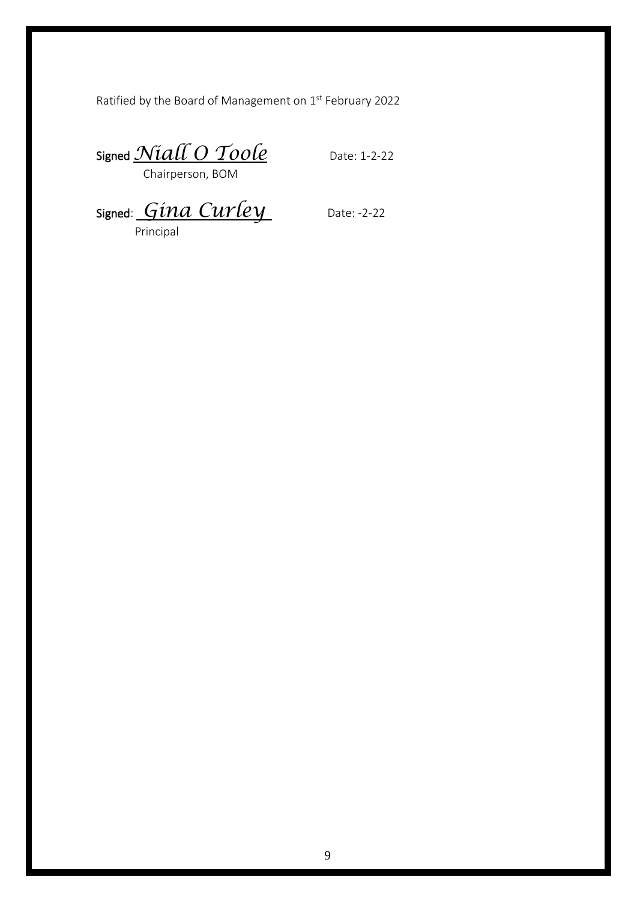Ratified by the Board of Management on 1st February 2022

Signed *Niall O Toole* Date: 1-2-22
Chairperson, BOM

Signed: *Gina Curley* Date: -2-22
Principal